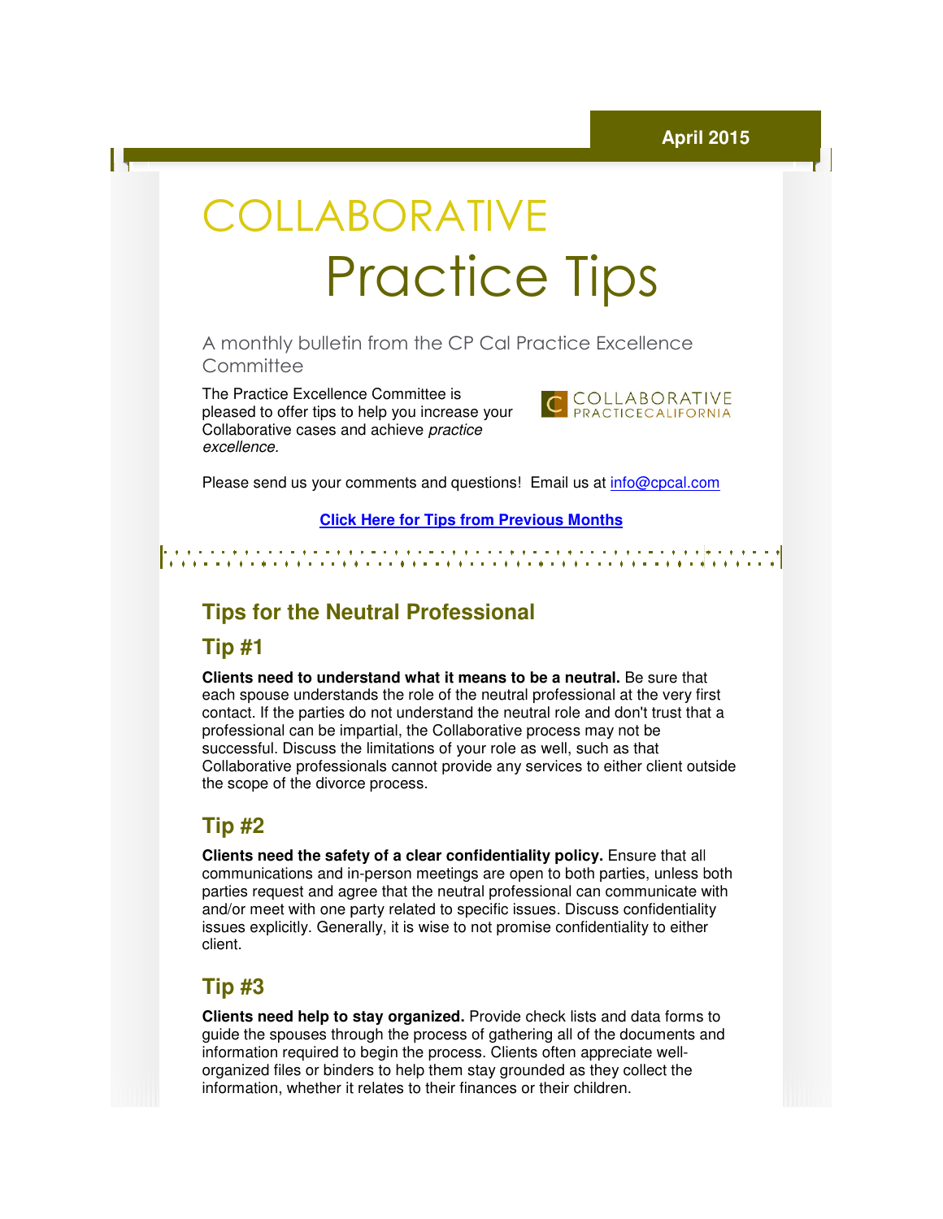April 2015

# COLLABORATIVE Practice Tips

A monthly bulletin from the CP Cal Practice Excellence Committee

The Practice Excellence Committee is pleased to offer tips to help you increase your Collaborative cases and achieve *practice excellence*.

COLLABORATIVE PRACTICECALIFORNIA

Please send us your comments and questions! Email us at info@cpcal.com

**Click Here for Tips from Previous Months**

## Tips for the Neutral Professional

### Tip #1

**Clients need to understand what it means to be a neutral.** Be sure that each spouse understands the role of the neutral professional at the very first contact. If the parties do not understand the neutral role and don't trust that a professional can be impartial, the Collaborative process may not be successful. Discuss the limitations of your role as well, such as that Collaborative professionals cannot provide any services to either client outside the scope of the divorce process.

### Tip #2

**Clients need the safety of a clear confidentiality policy.** Ensure that all communications and in-person meetings are open to both parties, unless both parties request and agree that the neutral professional can communicate with and/or meet with one party related to specific issues. Discuss confidentiality issues explicitly. Generally, it is wise to not promise confidentiality to either client.

### Tip #3

**Clients need help to stay organized.** Provide check lists and data forms to guide the spouses through the process of gathering all of the documents and information required to begin the process. Clients often appreciate well-organized files or binders to help them stay grounded as they collect the information, whether it relates to their finances or their children.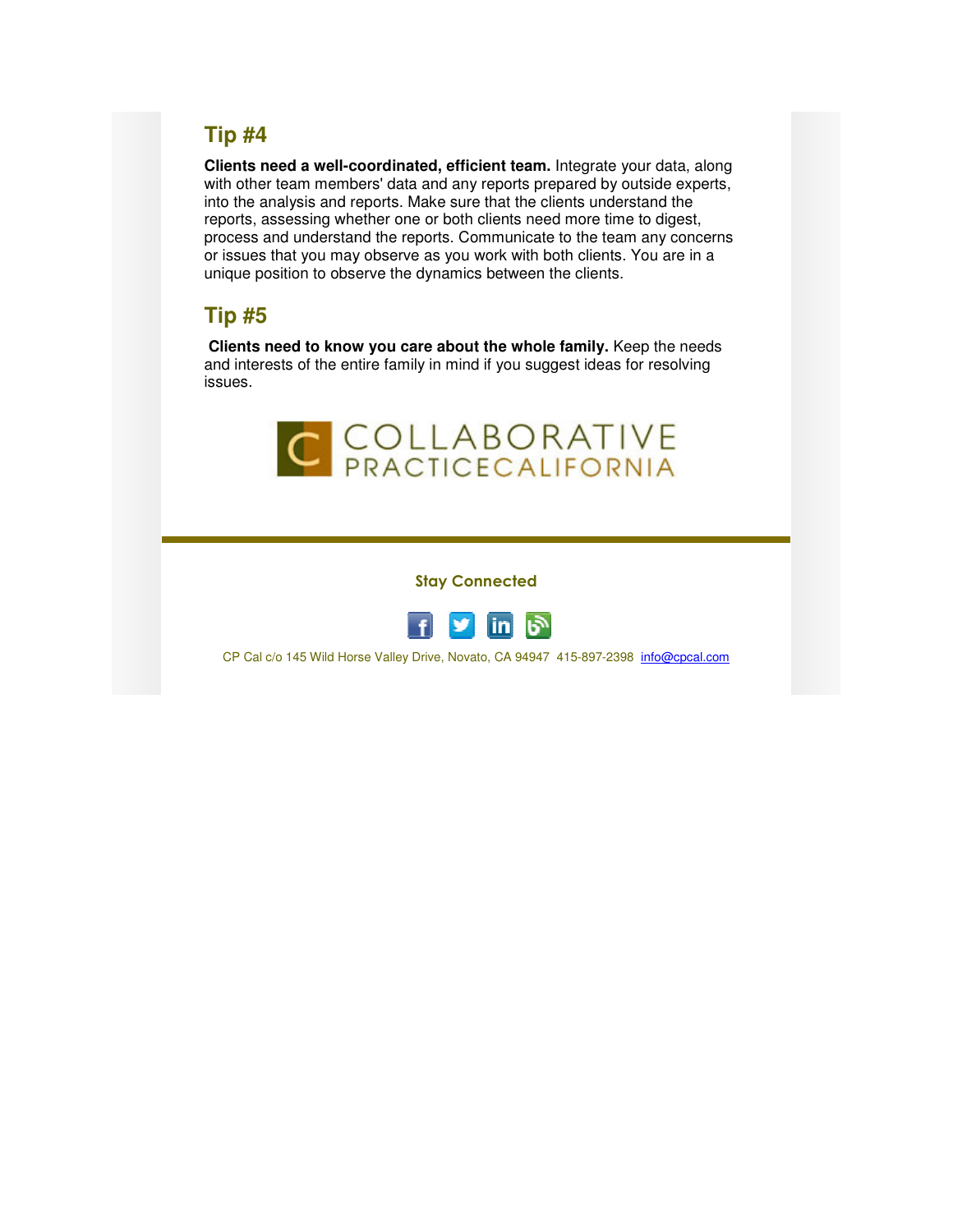## Tip #4

**Clients need a well-coordinated, efficient team.** Integrate your data, along with other team members' data and any reports prepared by outside experts, into the analysis and reports. Make sure that the clients understand the reports, assessing whether one or both clients need more time to digest, process and understand the reports. Communicate to the team any concerns or issues that you may observe as you work with both clients. You are in a unique position to observe the dynamics between the clients.

## Tip #5

**Clients need to know you care about the whole family.** Keep the needs and interests of the entire family in mind if you suggest ideas for resolving issues.

COLLABORATIVE PRACTICE CALIFORNIA

**Stay Connected**

CP Cal c/o 145 Wild Horse Valley Drive, Novato, CA 94947 415-897-2398 info@cpcal.com